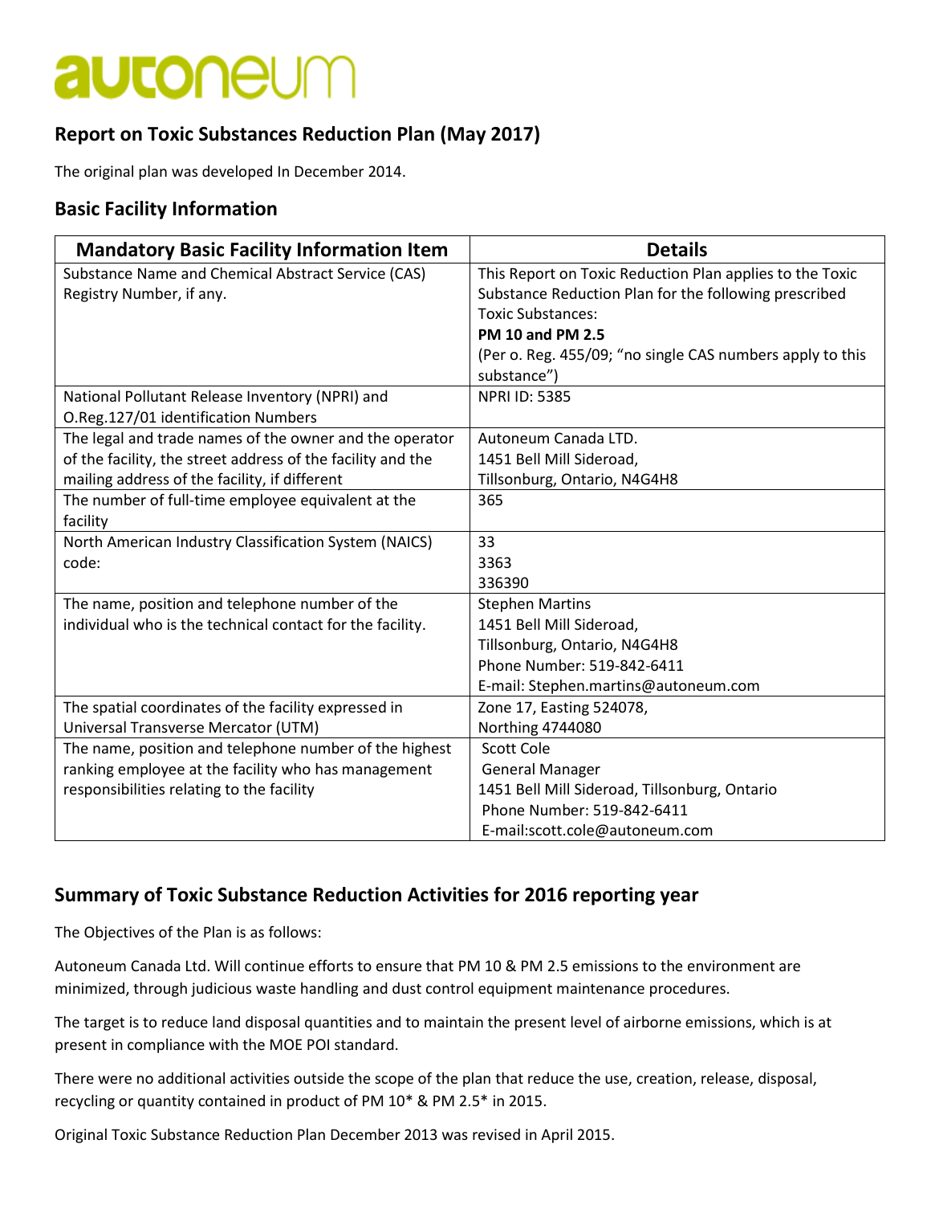# autoneum

## Report on Toxic Substances Reduction Plan (May 2017)

The original plan was developed In December 2014.

## Basic Facility Information

| Mandatory Basic Facility Information Item | Details |
| --- | --- |
| Substance Name and Chemical Abstract Service (CAS) Registry Number, if any. | This Report on Toxic Reduction Plan applies to the Toxic Substance Reduction Plan for the following prescribed Toxic Substances:<br>**PM 10 and PM 2.5**<br>(Per o. Reg. 455/09; "no single CAS numbers apply to this substance") |
| National Pollutant Release Inventory (NPRI) and O.Reg.127/01 identification Numbers | NPRI ID: 5385 |
| The legal and trade names of the owner and the operator of the facility, the street address of the facility and the mailing address of the facility, if different | Autoneum Canada LTD.<br>1451 Bell Mill Sideroad,<br>Tillsonburg, Ontario, N4G4H8 |
| The number of full-time employee equivalent at the facility | 365 |
| North American Industry Classification System (NAICS) code: | 33<br>3363<br>336390 |
| The name, position and telephone number of the individual who is the technical contact for the facility. | Stephen Martins<br>1451 Bell Mill Sideroad,<br>Tillsonburg, Ontario, N4G4H8<br>Phone Number: 519-842-6411<br>E-mail: Stephen.martins@autoneum.com |
| The spatial coordinates of the facility expressed in Universal Transverse Mercator (UTM) | Zone 17, Easting 524078,<br>Northing 4744080 |
| The name, position and telephone number of the highest ranking employee at the facility who has management responsibilities relating to the facility | Scott Cole<br>General Manager<br>1451 Bell Mill Sideroad, Tillsonburg, Ontario<br>Phone Number: 519-842-6411<br>E-mail:scott.cole@autoneum.com |

## Summary of Toxic Substance Reduction Activities for 2016 reporting year

The Objectives of the Plan is as follows:

Autoneum Canada Ltd. Will continue efforts to ensure that PM 10 & PM 2.5 emissions to the environment are minimized, through judicious waste handling and dust control equipment maintenance procedures.

The target is to reduce land disposal quantities and to maintain the present level of airborne emissions, which is at present in compliance with the MOE POI standard.

There were no additional activities outside the scope of the plan that reduce the use, creation, release, disposal, recycling or quantity contained in product of PM 10* & PM 2.5* in 2015.

Original Toxic Substance Reduction Plan December 2013 was revised in April 2015.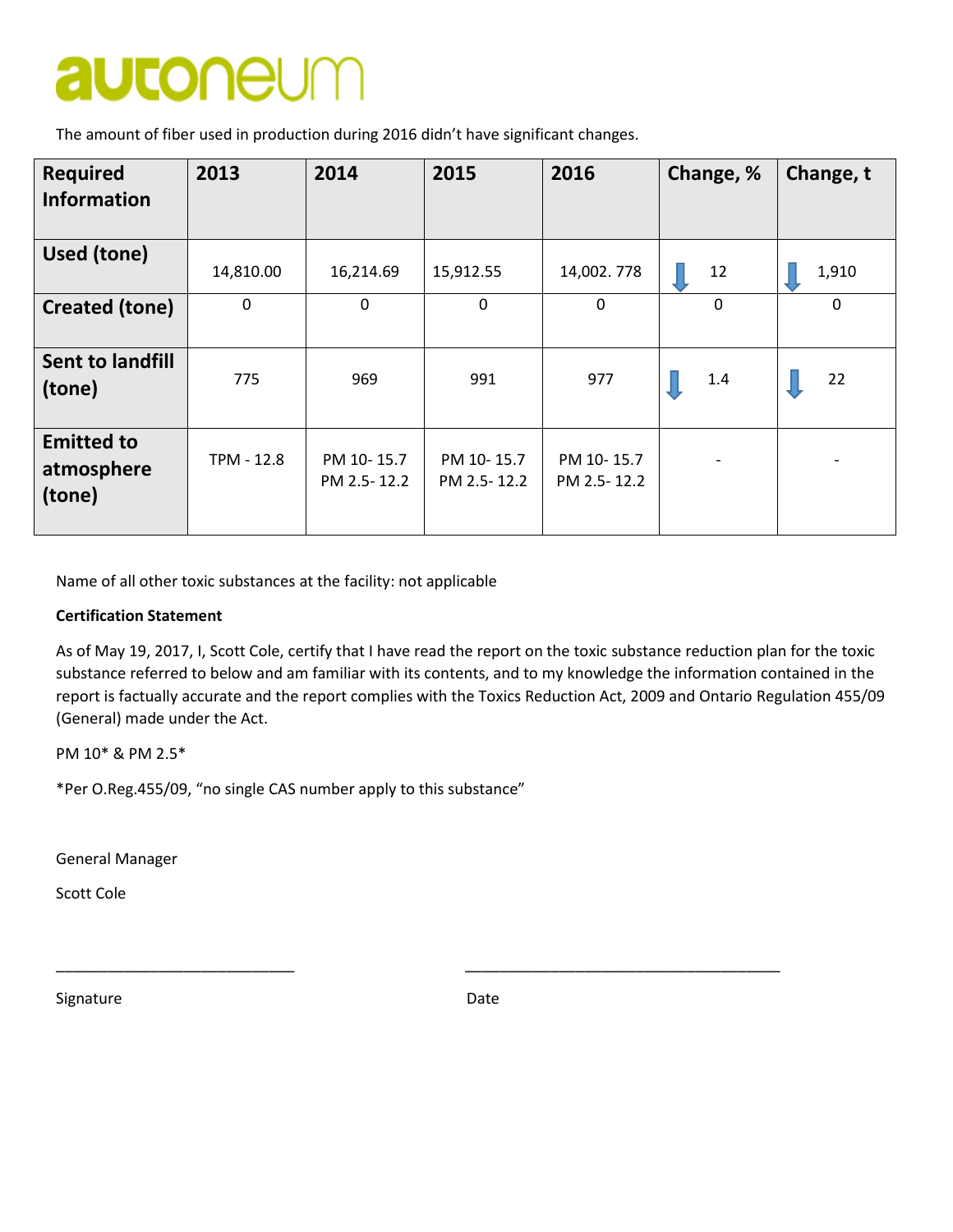The amount of fiber used in production during 2016 didn't have significant changes.

| Required Information | 2013 | 2014 | 2015 | 2016 | Change, % | Change, t |
|---|---|---|---|---|---|---|
| Used (tone) | 14,810.00 | 16,214.69 | 15,912.55 | 14,002. 778 | ↓ 12 | ↓ 1,910 |
| Created (tone) | 0 | 0 | 0 | 0 | 0 | 0 |
| Sent to landfill (tone) | 775 | 969 | 991 | 977 | ↓ 1.4 | ↓ 22 |
| Emitted to atmosphere (tone) | TPM - 12.8 | PM 10- 15.7<br>PM 2.5- 12.2 | PM 10- 15.7<br>PM 2.5- 12.2 | PM 10- 15.7<br>PM 2.5- 12.2 | - | - |

Name of all other toxic substances at the facility: not applicable

**Certification Statement**

As of May 19, 2017, I, Scott Cole, certify that I have read the report on the toxic substance reduction plan for the toxic substance referred to below and am familiar with its contents, and to my knowledge the information contained in the report is factually accurate and the report complies with the Toxics Reduction Act, 2009 and Ontario Regulation 455/09 (General) made under the Act.

PM 10* & PM 2.5*

*Per O.Reg.455/09, "no single CAS number apply to this substance"

General Manager

Scott Cole

_____________________________ _____________________________

Signature Date